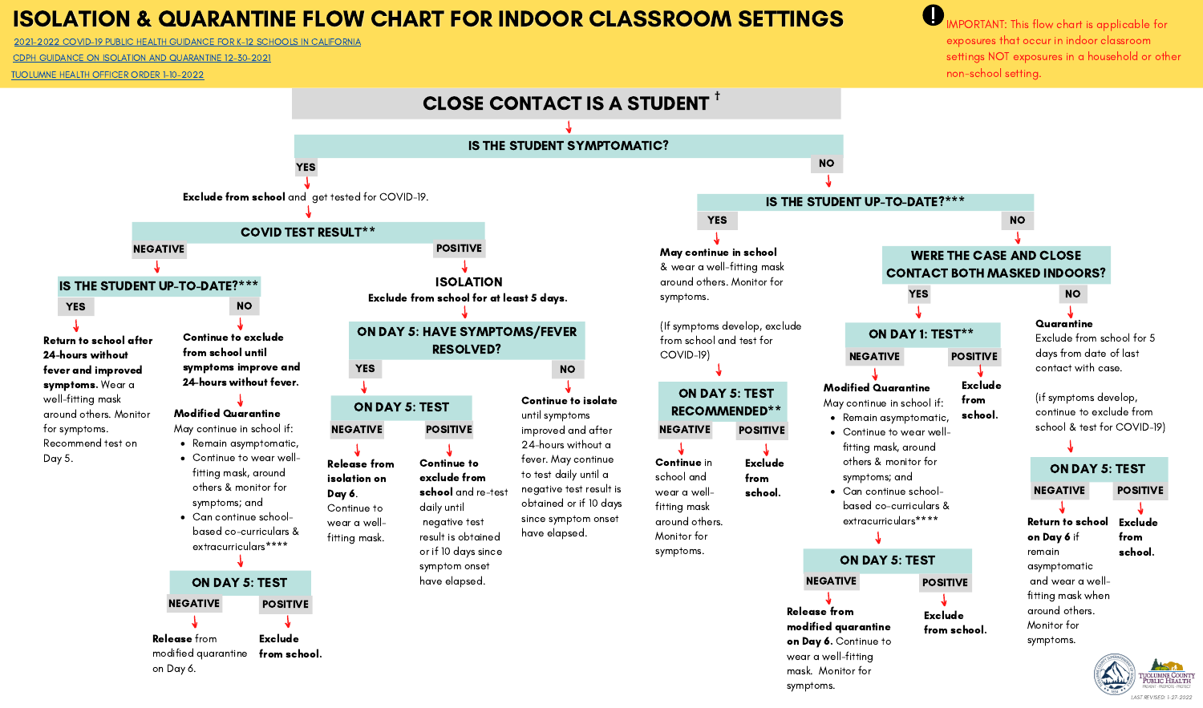# ISOLATION & QUARANTINE FLOW CHART FOR INDOOR CLASSROOM SETTINGS

2021-2022 COVID-19 PUBLIC HEALTH GUIDANCE FOR K-12 SCHOOLS IN CALIFORNIA

CDPH GUIDANCE ON ISOLATION AND QUARANTINE 12-30-2021

TUOLUMNE HEALTH OFFICER ORDER 1-10-2022

**IMPORTANT:** This flow chart is applicable for exposures that occur in indoor classroom settings NOT exposures in a household or other non-school setting.

## CLOSE CONTACT IS A STUDENT †

### IS THE STUDENT SYMPTOMATIC?

#### YES

**Exclude from school** and get tested for COVID-19.

##### COVID TEST RESULT**

**NEGATIVE**

**IS THE STUDENT UP-TO-DATE?*****

- **YES**
  - **Return to school after 24-hours without fever and improved symptoms.** Wear a well-fitting mask around others. Monitor for symptoms. Recommend test on Day 5.
- **NO**
  - **Continue to exclude from school until symptoms improve and 24-hours without fever.**
  - **Modified Quarantine**
    May continue in school if:
    - Remain asymptomatic,
    - Continue to wear well-fitting mask, around others & monitor for symptoms; and
    - Can continue school-based co-curriculars & extracurriculars****
  - **ON DAY 5: TEST**
    - **NEGATIVE**: **Release** from modified quarantine on Day 6.
    - **POSITIVE**: **Exclude from school.**

**POSITIVE**

**ISOLATION**

**Exclude from school for at least 5 days.**

**ON DAY 5: HAVE SYMPTOMS/FEVER RESOLVED?**

- **YES**
  - **ON DAY 5: TEST**
    - **NEGATIVE**: **Release from isolation on Day 6.** Continue to wear a well-fitting mask.
    - **POSITIVE**: **Continue to exclude from school** and re-test daily until negative test result is obtained or if 10 days since symptom onset have elapsed.
- **NO**
  - **Continue to isolate** until symptoms improved and after 24-hours without a fever. May continue to test daily until a negative test result is obtained or if 10 days since symptom onset have elapsed.

#### NO

##### IS THE STUDENT UP-TO-DATE?***

**YES**

**May continue in school** & wear a well-fitting mask around others. Monitor for symptoms.

(If symptoms develop, exclude from school and test for COVID-19)

**ON DAY 5: TEST RECOMMENDED****

- **NEGATIVE**: **Continue** in school and wear a well-fitting mask around others. Monitor for symptoms.
- **POSITIVE**: **Exclude from school.**

**NO**

**WERE THE CASE AND CLOSE CONTACT BOTH MASKED INDOORS?**

- **YES**
  - **ON DAY 1: TEST****
    - **NEGATIVE**
      - **Modified Quarantine**
        May continue in school if:
        - Remain asymptomatic,
        - Continue to wear well-fitting mask, around others & monitor for symptoms; and
        - Can continue school-based co-curriculars & extracurriculars****
      - **ON DAY 5: TEST**
        - **NEGATIVE**: **Release from modified quarantine on Day 6.** Continue to wear a well-fitting mask. Monitor for symptoms.
        - **POSITIVE**: **Exclude from school.**
    - **POSITIVE**: **Exclude from school.**
- **NO**
  - **Quarantine**
    Exclude from school for 5 days from date of last contact with case.

    (If symptoms develop, continue to exclude from school & test for COVID-19)
  - **ON DAY 5: TEST**
    - **NEGATIVE**: **Return to school on Day 6** if remain asymptomatic and wear a well-fitting mask when around others. Monitor for symptoms.
    - **POSITIVE**: **Exclude from school.**

LAST REVISED: 1-27-2022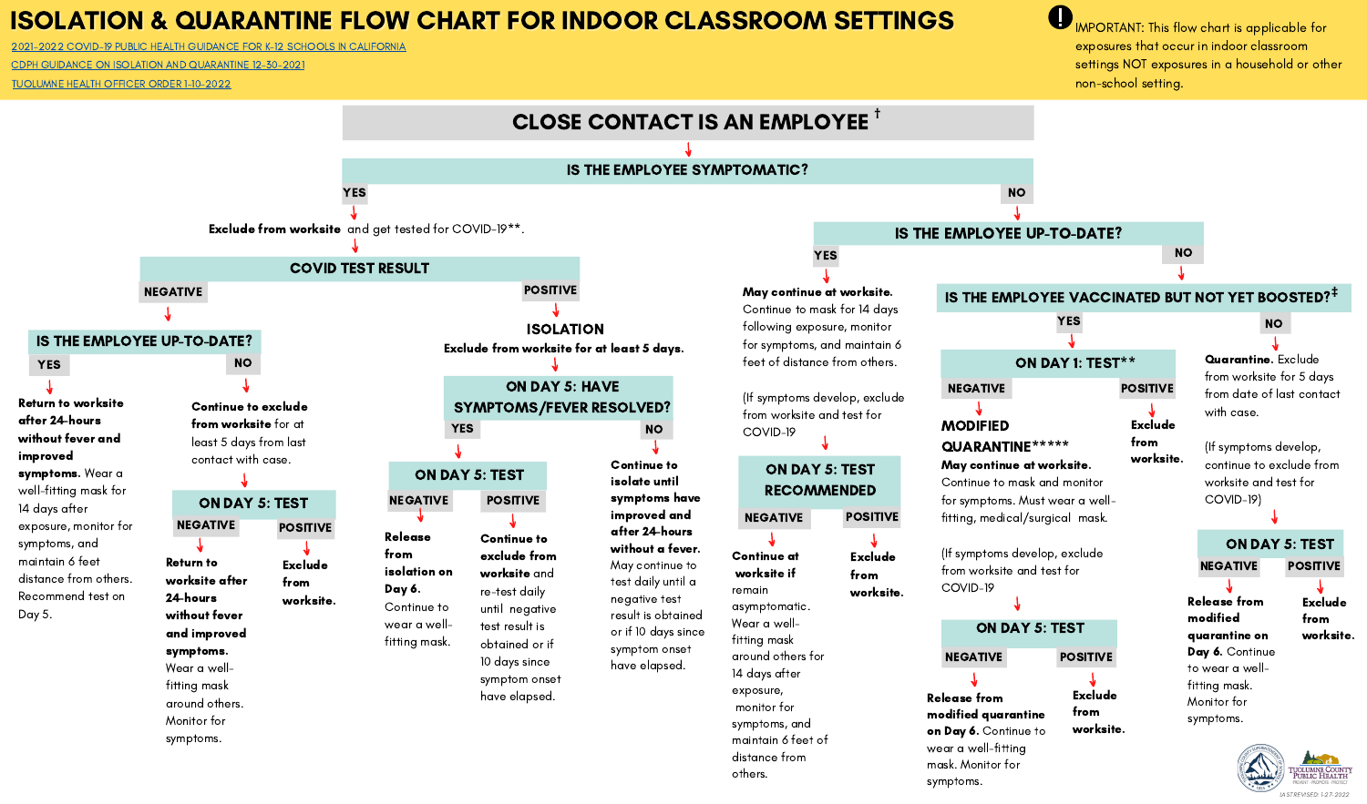# ISOLATION & QUARANTINE FLOW CHART FOR INDOOR CLASSROOM SETTINGS

2021-2022 COVID-19 PUBLIC HEALTH GUIDANCE FOR K-12 SCHOOLS IN CALIFORNIA

CDPH GUIDANCE ON ISOLATION AND QUARANTINE 12-30-2021

TUOLUMNE HEALTH OFFICER ORDER 1-10-2022

**!** IMPORTANT: This flow chart is applicable for exposures that occur in indoor classroom settings NOT exposures in a household or other non-school setting.

## CLOSE CONTACT IS AN EMPLOYEE †

### IS THE EMPLOYEE SYMPTOMATIC?

**YES**

**Exclude from worksite** and get tested for COVID-19**.

#### COVID TEST RESULT

**NEGATIVE**

##### IS THE EMPLOYEE UP-TO-DATE?

- **YES**
  - **Return to worksite after 24-hours without fever and improved symptoms.** Wear a well-fitting mask for 14 days after exposure, monitor for symptoms, and maintain 6 feet distance from others. Recommend test on Day 5.
- **NO**
  - **Continue to exclude from worksite** for at least 5 days from last contact with case.
  - **ON DAY 5: TEST**
    - **NEGATIVE**
      - **Return to worksite after 24-hours without fever and improved symptoms.** Wear a well-fitting mask around others. Monitor for symptoms.
    - **POSITIVE**
      - **Exclude from worksite.**

**POSITIVE**

##### ISOLATION

**Exclude from worksite for at least 5 days.**

##### ON DAY 5: HAVE SYMPTOMS/FEVER RESOLVED?

- **YES**
  - **ON DAY 5: TEST**
    - **NEGATIVE**
      - **Release from isolation on Day 6.** Continue to wear a well-fitting mask.
    - **POSITIVE**
      - **Continue to exclude from worksite** and re-test daily until negative test result is obtained or if 10 days since symptom onset have elapsed.
- **NO**
  - **Continue to isolate until symptoms have improved and after 24-hours without a fever.** May continue to test daily until a negative test result is obtained or if 10 days since symptom onset have elapsed.

**NO**

### IS THE EMPLOYEE UP-TO-DATE?

**YES**

**May continue at worksite.** Continue to mask for 14 days following exposure, monitor for symptoms, and maintain 6 feet of distance from others.

(If symptoms develop, exclude from worksite and test for COVID-19

#### ON DAY 5: TEST RECOMMENDED

- **NEGATIVE**
  - **Continue at worksite if** remain asymptomatic. Wear a well-fitting mask around others for 14 days after exposure, monitor for symptoms, and maintain 6 feet of distance from others.
- **POSITIVE**
  - **Exclude from worksite.**

**NO**

#### IS THE EMPLOYEE VACCINATED BUT NOT YET BOOSTED?‡

**YES**

##### ON DAY 1: TEST**

- **NEGATIVE**
  - **MODIFIED QUARANTINE***** May continue at worksite.** Continue to mask and monitor for symptoms. Must wear a well-fitting, medical/surgical mask.
  - (If symptoms develop, exclude from worksite and test for COVID-19
  - **ON DAY 5: TEST**
    - **NEGATIVE**
      - **Release from modified quarantine on Day 6.** Continue to wear a well-fitting mask. Monitor for symptoms.
    - **POSITIVE**
      - **Exclude from worksite.**
- **POSITIVE**
  - **Exclude from worksite.**

**NO**

**Quarantine.** Exclude from worksite for 5 days from date of last contact with case.

(If symptoms develop, continue to exclude from worksite and test for COVID-19)

##### ON DAY 5: TEST

- **NEGATIVE**
  - **Release from modified quarantine on Day 6.** Continue to wear a well-fitting mask. Monitor for symptoms.
- **POSITIVE**
  - **Exclude from worksite.**

TUOLUMNE COUNTY PUBLIC HEALTH

LAST REVISED: 1-27-2022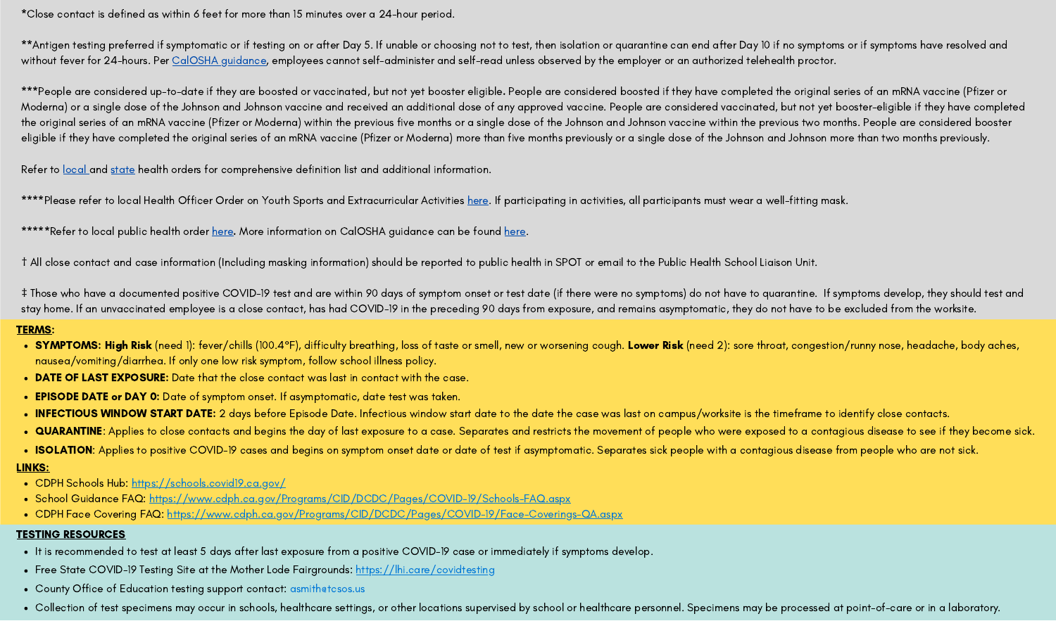*Close contact is defined as within 6 feet for more than 15 minutes over a 24-hour period.

**Antigen testing preferred if symptomatic or if testing on or after Day 5. If unable or choosing not to test, then isolation or quarantine can end after Day 10 if no symptoms or if symptoms have resolved and without fever for 24-hours. Per CalOSHA guidance, employees cannot self-administer and self-read unless observed by the employer or an authorized telehealth proctor.

***People are considered up-to-date if they are boosted or vaccinated, but not yet booster eligible. People are considered boosted if they have completed the original series of an mRNA vaccine (Pfizer or Moderna) or a single dose of the Johnson and Johnson vaccine and received an additional dose of any approved vaccine. People are considered vaccinated, but not yet booster-eligible if they have completed the original series of an mRNA vaccine (Pfizer or Moderna) within the previous five months or a single dose of the Johnson and Johnson vaccine within the previous two months. People are considered booster eligible if they have completed the original series of an mRNA vaccine (Pfizer or Moderna) more than five months previously or a single dose of the Johnson and Johnson more than two months previously.

Refer to local and state health orders for comprehensive definition list and additional information.

****Please refer to local Health Officer Order on Youth Sports and Extracurricular Activities here. If participating in activities, all participants must wear a well-fitting mask.

*****Refer to local public health order here. More information on CalOSHA guidance can be found here.

† All close contact and case information (Including masking information) should be reported to public health in SPOT or email to the Public Health School Liaison Unit.

‡ Those who have a documented positive COVID-19 test and are within 90 days of symptom onset or test date (if there were no symptoms) do not have to quarantine. If symptoms develop, they should test and stay home. If an unvaccinated employee is a close contact, has had COVID-19 in the preceding 90 days from exposure, and remains asymptomatic, they do not have to be excluded from the worksite.

**TERMS:**

- **SYMPTOMS: High Risk** (need 1): fever/chills (100.4°F), difficulty breathing, loss of taste or smell, new or worsening cough. **Lower Risk** (need 2): sore throat, congestion/runny nose, headache, body aches, nausea/vomiting/diarrhea. If only one low risk symptom, follow school illness policy.
- **DATE OF LAST EXPOSURE:** Date that the close contact was last in contact with the case.
- **EPISODE DATE or DAY 0:** Date of symptom onset. If asymptomatic, date test was taken.
- **INFECTIOUS WINDOW START DATE:** 2 days before Episode Date. Infectious window start date to the date the case was last on campus/worksite is the timeframe to identify close contacts.
- **QUARANTINE**: Applies to close contacts and begins the day of last exposure to a case. Separates and restricts the movement of people who were exposed to a contagious disease to see if they become sick.
- **ISOLATION**: Applies to positive COVID-19 cases and begins on symptom onset date or date of test if asymptomatic. Separates sick people with a contagious disease from people who are not sick.

**LINKS:**

- CDPH Schools Hub: https://schools.covid19.ca.gov/
- School Guidance FAQ: https://www.cdph.ca.gov/Programs/CID/DCDC/Pages/COVID-19/Schools-FAQ.aspx
- CDPH Face Covering FAQ: https://www.cdph.ca.gov/Programs/CID/DCDC/Pages/COVID-19/Face-Coverings-QA.aspx

**TESTING RESOURCES**

- It is recommended to test at least 5 days after last exposure from a positive COVID-19 case or immediately if symptoms develop.
- Free State COVID-19 Testing Site at the Mother Lode Fairgrounds: https://lhi.care/covidtesting
- County Office of Education testing support contact: asmith@tcsos.us
- Collection of test specimens may occur in schools, healthcare settings, or other locations supervised by school or healthcare personnel. Specimens may be processed at point-of-care or in a laboratory.